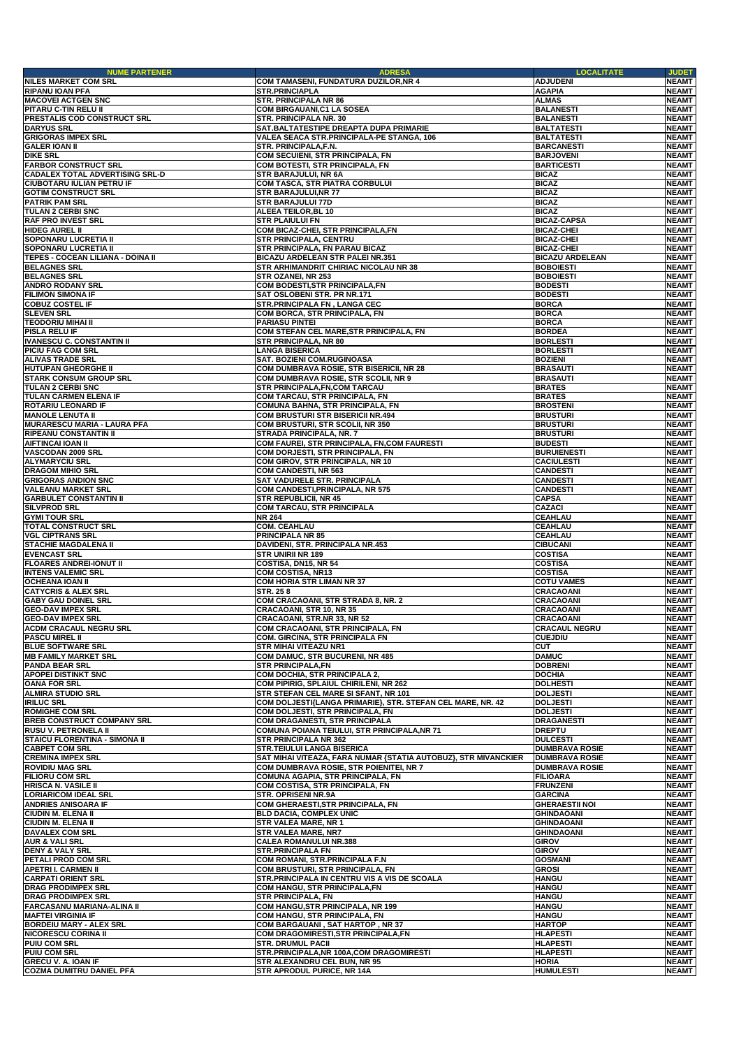| NUME PARTENER | ADRESA | LOCALITATE | JUDET |
|---|---|---|---|
| NILES MARKET COM SRL | COM TAMASENI, FUNDATURA DUZILOR,NR 4 | ADJUDENI | NEAMT |
| RIPANU IOAN PFA | STR.PRINCIAPLA | AGAPIA | NEAMT |
| MACOVEI ACTGEN SNC | STR. PRINCIPALA NR 86 | ALMAS | NEAMT |
| PITARU C-TIN RELU II | COM BIRGAUANI,C1 LA SOSEA | BALANESTI | NEAMT |
| PRESTALIS COD CONSTRUCT SRL | STR. PRINCIPALA NR. 30 | BALANESTI | NEAMT |
| DARYUS SRL | SAT.BALTATESTIPE DREAPTA DUPA PRIMARIE | BALTATESTI | NEAMT |
| GRIGORAS IMPEX SRL | VALEA SEACA STR.PRINCIPALA-PE STANGA, 106 | BALTATESTI | NEAMT |
| GALER IOAN II | STR. PRINCIPALA,F.N. | BARCANESTI | NEAMT |
| DIKE SRL | COM SECUIENI, STR PRINCIPALA, FN | BARJOVENI | NEAMT |
| FARBOR CONSTRUCT SRL | COM BOTESTI, STR PRINCIPALA, FN | BARTICESTI | NEAMT |
| CADALEX TOTAL ADVERTISING SRL-D | STR BARAJULUI, NR 6A | BICAZ | NEAMT |
| CIUBOTARU IULIAN PETRU IF | COM TASCA, STR PIATRA CORBULUI | BICAZ | NEAMT |
| GOTIM CONSTRUCT SRL | STR BARAJULUI,NR 77 | BICAZ | NEAMT |
| PATRIK PAM SRL | STR BARAJULUI 77D | BICAZ | NEAMT |
| TULAN 2 CERBI SNC | ALEEA TEILOR,BL 10 | BICAZ | NEAMT |
| RAF PRO INVEST SRL | STR PLAIULUI FN | BICAZ-CAPSA | NEAMT |
| HIDEG AUREL II | COM BICAZ-CHEI, STR PRINCIPALA,FN | BICAZ-CHEI | NEAMT |
| SOPONARU LUCRETIA II | STR PRINCIPALA, CENTRU | BICAZ-CHEI | NEAMT |
| SOPONARU LUCRETIA II | STR PRINCIPALA, FN PARAU BICAZ | BICAZ-CHEI | NEAMT |
| TEPES - COCEAN LILIANA - DOINA II | BICAZU ARDELEAN STR PALEI NR.351 | BICAZU ARDELEAN | NEAMT |
| BELAGNES SRL | STR ARHIMANDRIT CHIRIAC NICOLAU NR 38 | BOBOIESTI | NEAMT |
| BELAGNES SRL | STR OZANEI, NR 253 | BOBOIESTI | NEAMT |
| ANDRO RODANY SRL | COM BODESTI,STR PRINCIPALA,FN | BODESTI | NEAMT |
| FILIMON SIMONA IF | SAT OSLOBENI STR. PR NR.171 | BODESTI | NEAMT |
| COBUZ COSTEL IF | STR.PRINCIPALA FN , LANGA CEC | BORCA | NEAMT |
| SLEVEN SRL | COM BORCA, STR PRINCIPALA, FN | BORCA | NEAMT |
| TEODORIU MIHAI II | PARIASU PINTEI | BORCA | NEAMT |
| PISLA RELU IF | COM STEFAN CEL MARE,STR PRINCIPALA, FN | BORDEA | NEAMT |
| IVANESCU C. CONSTANTIN II | STR PRINCIPALA, NR 80 | BORLESTI | NEAMT |
| PICIU FAG COM SRL | LANGA BISERICA | BORLESTI | NEAMT |
| ALIVAS TRADE SRL | SAT. BOZIENI COM.RUGINOASA | BOZIENI | NEAMT |
| HUTUPAN GHEORGHE II | COM DUMBRAVA ROSIE, STR BISERICII, NR 28 | BRASAUTI | NEAMT |
| STARK CONSUM GROUP SRL | COM DUMBRAVA ROSIE, STR SCOLII, NR 9 | BRASAUTI | NEAMT |
| TULAN 2 CERBI SNC | STR PRINCIPALA,FN,COM TARCAU | BRATES | NEAMT |
| TULAN CARMEN ELENA IF | COM TARCAU, STR PRINCIPALA, FN | BRATES | NEAMT |
| ROTARIU LEONARD IF | COMUNA BAHNA, STR PRINCIPALA, FN | BROSTENI | NEAMT |
| MANOLE LENUTA II | COM BRUSTURI STR BISERICII NR.494 | BRUSTURI | NEAMT |
| MURARESCU MARIA - LAURA PFA | COM BRUSTURI, STR SCOLII, NR 350 | BRUSTURI | NEAMT |
| RIPEANU CONSTANTIN II | STRADA PRINCIPALA, NR. 7 | BRUSTURI | NEAMT |
| AIFTINCAI IOAN II | COM FAUREI, STR PRINCIPALA, FN,COM FAURESTI | BUDESTI | NEAMT |
| VASCODAN 2009 SRL | COM DORJESTI, STR PRINCIPALA, FN | BURUIENESTI | NEAMT |
| ALYMARYCIU SRL | COM GIROV, STR PRINCIPALA, NR 10 | CACIULESTI | NEAMT |
| DRAGOM MIHIO SRL | COM CANDESTI, NR 563 | CANDESTI | NEAMT |
| GRIGORAS ANDION SNC | SAT VADURELE STR. PRINCIPALA | CANDESTI | NEAMT |
| VALEANU MARKET SRL | COM CANDESTI,PRINCIPALA, NR 575 | CANDESTI | NEAMT |
| GARBULET CONSTANTIN II | STR REPUBLICII, NR 45 | CAPSA | NEAMT |
| SILVPROD SRL | COM TARCAU, STR PRINCIPALA | CAZACI | NEAMT |
| GYMI TOUR SRL | NR 264 | CEAHLAU | NEAMT |
| TOTAL CONSTRUCT SRL | COM. CEAHLAU | CEAHLAU | NEAMT |
| VGL CIPTRANS SRL | PRINCIPALA NR 85 | CEAHLAU | NEAMT |
| STACHIE MAGDALENA II | DAVIDENI, STR. PRINCIPALA NR.453 | CIBUCANI | NEAMT |
| EVENCAST SRL | STR UNIRII NR 189 | COSTISA | NEAMT |
| FLOARES ANDREI-IONUT II | COSTISA, DN15, NR 54 | COSTISA | NEAMT |
| INTENS VALEMIC SRL | COM COSTISA, NR13 | COSTISA | NEAMT |
| OCHEANA IOAN II | COM HORIA STR LIMAN NR 37 | COTU VAMES | NEAMT |
| CATYCRIS & ALEX SRL | STR. 25 8 | CRACAOANI | NEAMT |
| GABY GAU DOINEL SRL | COM CRACAOANI, STR STRADA 8, NR. 2 | CRACAOANI | NEAMT |
| GEO-DAV IMPEX SRL | CRACAOANI, STR 10, NR 35 | CRACAOANI | NEAMT |
| GEO-DAV IMPEX SRL | CRACAOANI, STR.NR 33, NR 52 | CRACAOANI | NEAMT |
| ACDM CRACAUL NEGRU SRL | COM CRACAOANI, STR PRINCIPALA, FN | CRACAUL NEGRU | NEAMT |
| PASCU MIREL II | COM. GIRCINA, STR PRINCIPALA FN | CUEJDIU | NEAMT |
| BLUE SOFTWARE SRL | STR MIHAI VITEAZU NR1 | CUT | NEAMT |
| MB FAMILY MARKET SRL | COM DAMUC, STR BUCURENI, NR 485 | DAMUC | NEAMT |
| PANDA BEAR SRL | STR PRINCIPALA,FN | DOBRENI | NEAMT |
| APOPEI DISTINKT SNC | COM DOCHIA, STR PRINCIPALA 2, | DOCHIA | NEAMT |
| OANA FOR SRL | COM PIPIRIG, SPLAIUL CHIRILENI, NR 262 | DOLHESTI | NEAMT |
| ALMIRA STUDIO SRL | STR STEFAN CEL MARE SI SFANT, NR 101 | DOLJESTI | NEAMT |
| IRILUC SRL | COM DOLJESTI(LANGA PRIMARIE), STR. STEFAN CEL MARE, NR. 42 | DOLJESTI | NEAMT |
| ROMIGHE COM SRL | COM DOLJESTI, STR PRINCIPALA, FN | DOLJESTI | NEAMT |
| BREB CONSTRUCT COMPANY SRL | COM DRAGANESTI, STR PRINCIPALA | DRAGANESTI | NEAMT |
| RUSU V. PETRONELA II | COMUNA POIANA TEIULUI, STR PRINCIPALA,NR 71 | DREPTU | NEAMT |
| STAICU FLORENTINA - SIMONA II | STR PRINCIPALA NR 362 | DULCESTI | NEAMT |
| CABPET COM SRL | STR.TEIULUI LANGA BISERICA | DUMBRAVA ROSIE | NEAMT |
| CREMINA IMPEX SRL | SAT MIHAI VITEAZA, FARA NUMAR {STATIA AUTOBUZ}, STR MIVANCKIER | DUMBRAVA ROSIE | NEAMT |
| ROVIDIU MAG SRL | COM DUMBRAVA ROSIE, STR POIENITEI, NR 7 | DUMBRAVA ROSIE | NEAMT |
| FILIORU COM SRL | COMUNA AGAPIA, STR PRINCIPALA, FN | FILIOARA | NEAMT |
| HRISCA N. VASILE II | COM COSTISA, STR PRINCIPALA, FN | FRUNZENI | NEAMT |
| LORIARICOM IDEAL SRL | STR. OPRISENI NR.9A | GARCINA | NEAMT |
| ANDRIES ANISOARA IF | COM GHERAESTI,STR PRINCIPALA, FN | GHERAESTII NOI | NEAMT |
| CIUDIN M. ELENA II | BLD DACIA, COMPLEX UNIC | GHINDAOANI | NEAMT |
| CIUDIN M. ELENA II | STR VALEA MARE, NR 1 | GHINDAOANI | NEAMT |
| DAVALEX COM SRL | STR VALEA MARE, NR7 | GHINDAOANI | NEAMT |
| AUR & VALI SRL | CALEA ROMANULUI NR.388 | GIROV | NEAMT |
| DENY & VALY SRL | STR.PRINCIPALA FN | GIROV | NEAMT |
| PETALI PROD COM SRL | COM ROMANI, STR.PRINCIPALA F.N | GOSMANI | NEAMT |
| APETRI I. CARMEN II | COM BRUSTURI, STR PRINCIPALA, FN | GROSI | NEAMT |
| CARPATI ORIENT SRL | STR.PRINCIPALA IN CENTRU VIS A VIS DE SCOALA | HANGU | NEAMT |
| DRAG PRODIMPEX SRL | COM HANGU, STR PRINCIPALA,FN | HANGU | NEAMT |
| DRAG PRODIMPEX SRL | STR PRINCIPALA, FN | HANGU | NEAMT |
| FARCASANU MARIANA-ALINA II | COM HANGU,STR PRINCIPALA, NR 199 | HANGU | NEAMT |
| MAFTEI VIRGINIA IF | COM HANGU, STR PRINCIPALA, FN | HANGU | NEAMT |
| BORDEIU MARY - ALEX SRL | COM BARGAUANI , SAT HARTOP , NR 37 | HARTOP | NEAMT |
| NICORESCU CORINA II | COM DRAGOMIRESTI,STR PRINCIPALA,FN | HLAPESTI | NEAMT |
| PUIU COM SRL | STR. DRUMUL PACII | HLAPESTI | NEAMT |
| PUIU COM SRL | STR.PRINCIPALA,NR 100A,COM DRAGOMIRESTI | HLAPESTI | NEAMT |
| GRECU V. A. IOAN IF | STR ALEXANDRU CEL BUN, NR 95 | HORIA | NEAMT |
| COZMA DUMITRU DANIEL PFA | STR APRODUL PURICE, NR 14A | HUMULESTI | NEAMT |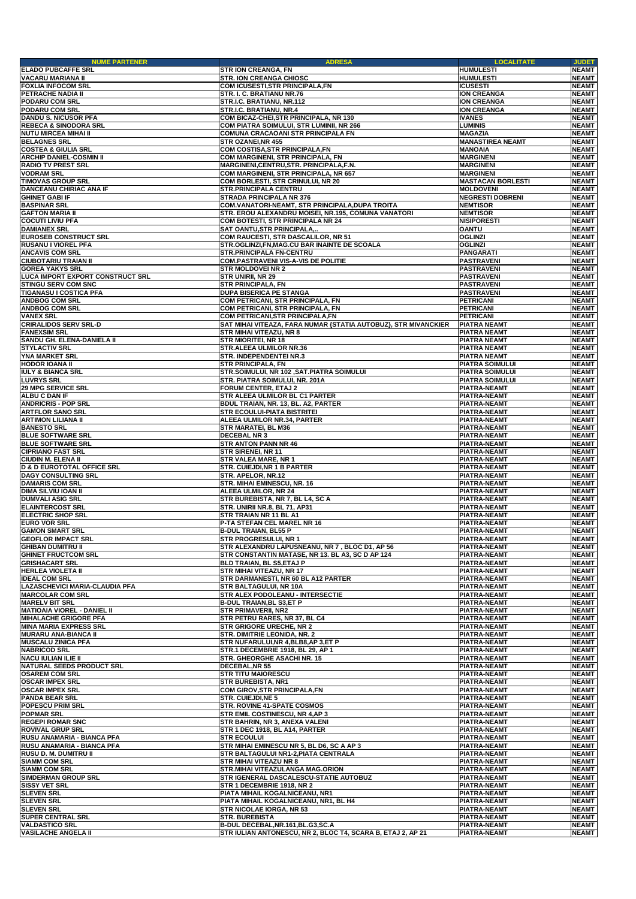| NUME PARTENER | ADRESA | LOCALITATE | JUDET |
|---|---|---|---|
| ELADO PUBCAFFE SRL | STR ION CREANGA, FN | HUMULESTI | NEAMT |
| VACARU MARIANA II | STR. ION CREANGA CHIOSC | HUMULESTI | NEAMT |
| FOXLIA INFOCOM SRL | COM ICUSESTI,STR PRINCIPALA,FN | ICUSESTI | NEAMT |
| PETRACHE NADIA II | STR. I. C. BRATIANU NR.76 | ION CREANGA | NEAMT |
| PODARU COM SRL | STR.I.C. BRATIANU, NR.112 | ION CREANGA | NEAMT |
| PODARU COM SRL | STR.I.C. BRATIANU, NR.4 | ION CREANGA | NEAMT |
| DANDU S. NICUSOR PFA | COM BICAZ-CHEI,STR PRINCIPALA, NR 130 | IVANES | NEAMT |
| REBECA & SINODORA SRL | COM PIATRA SOIMULUI, STR LUMINII, NR 266 | LUMINIS | NEAMT |
| NUTU MIRCEA MIHAI II | COMUNA CRACAOANI STR PRINCIPALA FN | MAGAZIA | NEAMT |
| BELAGNES SRL | STR OZANEI,NR 455 | MANASTIREA NEAMT | NEAMT |
| COSTEA & GIULIA SRL | COM COSTISA,STR PRINCIPALA,FN | MANOAIA | NEAMT |
| ARCHIP DANIEL-COSMIN II | COM MARGINENI, STR PRINCIPALA, FN | MARGINENI | NEAMT |
| RADIO TV PREST SRL | MARGINENI,CENTRU,STR. PRINCIPALA,F.N. | MARGINENI | NEAMT |
| VODRAM SRL | COM MARGINENI, STR PRINCIPALA, NR 657 | MARGINENI | NEAMT |
| TIMOVAS GROUP SRL | COM BORLESTI, STR CRINULUI, NR 20 | MASTACAN BORLESTI | NEAMT |
| DANCEANU CHIRIAC ANA IF | STR.PRINCIPALA CENTRU | MOLDOVENI | NEAMT |
| GHINET GABI IF | STRADA PRINCIPALA NR 376 | NEGRESTI DOBRENI | NEAMT |
| BASPINAR SRL | COM.VANATORI-NEAMT, STR PRINCIPALA,DUPA TROITA | NEMTISOR | NEAMT |
| GAFTON MARIA II | STR. EROU ALEXANDRU MOISEI, NR.195, COMUNA VANATORI | NEMTISOR | NEAMT |
| COCUTI LIVIU PFA | COM BOTESTI, STR PRINCIPALA NR 24 | NISIPORESTI | NEAMT |
| DAMIANEX SRL | SAT OANTU,STR PRINCIPALA,.. | OANTU | NEAMT |
| EUROSEB CONSTRUCT SRL | COM RAUCESTI, STR DASCALILOR, NR 51 | OGLINZI | NEAMT |
| RUSANU I VIOREL PFA | STR.OGLINZI,FN,MAG.CU BAR INAINTE DE SCOALA | OGLINZI | NEAMT |
| ANCAVIS COM SRL | STR.PRINCIPALA FN-CENTRU | PANGARATI | NEAMT |
| CIUBOTARIU TRAIAN II | COM.PASTRAVENI VIS-A-VIS DE POLITIE | PASTRAVENI | NEAMT |
| GOREA YAKYS SRL | STR MOLDOVEI NR 2 | PASTRAVENI | NEAMT |
| LUCA IMPORT EXPORT CONSTRUCT SRL | STR UNIRII, NR 29 | PASTRAVENI | NEAMT |
| STINGU SERV COM SNC | STR PRINCIPALA, FN | PASTRAVENI | NEAMT |
| TIGANASU I COSTICA PFA | DUPA BISERICA PE STANGA | PASTRAVENI | NEAMT |
| ANDBOG COM SRL | COM PETRICANI, STR PRINCIPALA, FN | PETRICANI | NEAMT |
| ANDBOG COM SRL | COM PETRICANI, STR PRINCIPALA, FN | PETRICANI | NEAMT |
| VANEX SRL | COM PETRICANI,STR PRINCIPALA,FN | PETRICANI | NEAMT |
| CRIRALIDOS SERV SRL-D | SAT MIHAI VITEAZA, FARA NUMAR {STATIA AUTOBUZ}, STR MIVANCKIER | PIATRA NEAMT | NEAMT |
| FANEXSIM SRL | STR MIHAI VITEAZU, NR 8 | PIATRA NEAMT | NEAMT |
| SANDU GH. ELENA-DANIELA II | STR MIORITEI, NR 18 | PIATRA NEAMT | NEAMT |
| STYLACTIV SRL | STR.ALEEA ULMILOR NR.36 | PIATRA NEAMT | NEAMT |
| YNA MARKET SRL | STR. INDEPENDENTEI NR.3 | PIATRA NEAMT | NEAMT |
| HODOR IOANA II | STR PRINCIPALA, FN | PIATRA SOIMULUI | NEAMT |
| IULY & BIANCA SRL | STR.SOIMULUI, NR 102 ,SAT.PIATRA SOIMULUI | PIATRA SOIMULUI | NEAMT |
| LUVRYS SRL | STR. PIATRA SOIMULUI, NR. 201A | PIATRA SOIMULUI | NEAMT |
| 29 MPG SERVICE SRL | FORUM CENTER, ETAJ 2 | PIATRA-NEAMT | NEAMT |
| ALBU C DAN IF | STR ALEEA ULMILOR BL C1 PARTER | PIATRA-NEAMT | NEAMT |
| ANDRICRIS - POP SRL | BDUL TRAIAN, NR. 13, BL. A2, PARTER | PIATRA-NEAMT | NEAMT |
| ARTFLOR SANO SRL | STR ECOULUI-PIATA BISTRITEI | PIATRA-NEAMT | NEAMT |
| ARTIMON LILIANA II | ALEEA ULMILOR NR.34, PARTER | PIATRA-NEAMT | NEAMT |
| BANESTO SRL | STR MARATEI, BL M36 | PIATRA-NEAMT | NEAMT |
| BLUE SOFTWARE SRL | DECEBAL NR 3 | PIATRA-NEAMT | NEAMT |
| BLUE SOFTWARE SRL | STR ANTON PANN NR 46 | PIATRA-NEAMT | NEAMT |
| CIPRIANO FAST SRL | STR SIRENEI, NR 11 | PIATRA-NEAMT | NEAMT |
| CIUDIN M. ELENA II | STR VALEA MARE, NR 1 | PIATRA-NEAMT | NEAMT |
| D & D EUROTOTAL OFFICE SRL | STR. CUIEJDI,NR 1 B PARTER | PIATRA-NEAMT | NEAMT |
| DAGY CONSULTING SRL | STR. APELOR, NR.12 | PIATRA-NEAMT | NEAMT |
| DAMARIS COM SRL | STR. MIHAI EMINESCU, NR. 16 | PIATRA-NEAMT | NEAMT |
| DIMA SILVIU IOAN II | ALEEA ULMILOR, NR 24 | PIATRA-NEAMT | NEAMT |
| DUMVALI ASIG SRL | STR BUREBISTA, NR 7, BL L4, SC A | PIATRA-NEAMT | NEAMT |
| ELAINTERCOST SRL | STR. UNIRII NR.8, BL 71, AP31 | PIATRA-NEAMT | NEAMT |
| ELECTRIC SHOP SRL | STR TRAIAN NR 11 BL A1 | PIATRA-NEAMT | NEAMT |
| EURO VOR SRL | P-TA STEFAN CEL MAREL NR 16 | PIATRA-NEAMT | NEAMT |
| GAMON SMART SRL | B-DUL TRAIAN, BL55 P | PIATRA-NEAMT | NEAMT |
| GEOFLOR IMPACT SRL | STR PROGRESULUI, NR 1 | PIATRA-NEAMT | NEAMT |
| GHIBAN DUMITRU II | STR ALEXANDRU LAPUSNEANU, NR 7 , BLOC D1, AP 56 | PIATRA-NEAMT | NEAMT |
| GHINET FRUCTCOM SRL | STR CONSTANTIN MATASE, NR 13. BL A3, SC D AP 124 | PIATRA-NEAMT | NEAMT |
| GRISHACART SRL | BLD TRAIAN, BL S5,ETAJ P | PIATRA-NEAMT | NEAMT |
| HERLEA VIOLETA II | STR MIHAI VITEAZU, NR 17 | PIATRA-NEAMT | NEAMT |
| IDEAL COM SRL | STR DARMANESTI, NR 60 BL A12 PARTER | PIATRA-NEAMT | NEAMT |
| LAZASCHEVICI MARIA-CLAUDIA PFA | STR BALTAGULUI, NR 10A | PIATRA-NEAMT | NEAMT |
| MARCOLAR COM SRL | STR ALEX PODOLEANU - INTERSECTIE | PIATRA-NEAMT | NEAMT |
| MARELV BIT SRL | B-DUL TRAIAN,BL S3,ET P | PIATRA-NEAMT | NEAMT |
| MATIOAIA VIOREL - DANIEL II | STR PRIMAVERII, NR2 | PIATRA-NEAMT | NEAMT |
| MIHALACHE GRIGORE PFA | STR PETRU RARES, NR 37, BL C4 | PIATRA-NEAMT | NEAMT |
| MINA MARIA EXPRESS SRL | STR GRIGORE URECHE, NR 2 | PIATRA-NEAMT | NEAMT |
| MURARU ANA-BIANCA II | STR. DIMITRIE LEONIDA, NR. 2 | PIATRA-NEAMT | NEAMT |
| MUSCALU ZINICA PFA | STR NUFARULUI,NR 4,BLB8,AP 3,ET P | PIATRA-NEAMT | NEAMT |
| NABRICOD SRL | STR.1 DECEMBRIE 1918, BL 29, AP 1 | PIATRA-NEAMT | NEAMT |
| NACU IULIAN ILIE II | STR. GHEORGHE ASACHI NR. 15 | PIATRA-NEAMT | NEAMT |
| NATURAL SEEDS PRODUCT SRL | DECEBAL,NR 55 | PIATRA-NEAMT | NEAMT |
| OSAREM COM SRL | STR TITU MAIORESCU | PIATRA-NEAMT | NEAMT |
| OSCAR IMPEX SRL | STR BUREBISTA, NR1 | PIATRA-NEAMT | NEAMT |
| OSCAR IMPEX SRL | COM GIROV,STR PRINCIPALA,FN | PIATRA-NEAMT | NEAMT |
| PANDA BEAR SRL | STR. CUIEJDI,NE 5 | PIATRA-NEAMT | NEAMT |
| POPESCU PRIM SRL | STR. ROVINE 41-SPATE COSMOS | PIATRA-NEAMT | NEAMT |
| POPMAR SRL | STR EMIL COSTINESCU, NR 4,AP 3 | PIATRA-NEAMT | NEAMT |
| REGEPI ROMAR SNC | STR BAHRIN, NR 3, ANEXA VALENI | PIATRA-NEAMT | NEAMT |
| ROVIVAL GRUP SRL | STR 1 DEC 1918, BL A14, PARTER | PIATRA-NEAMT | NEAMT |
| RUSU ANAMARIA - BIANCA PFA | STR ECOULUI | PIATRA-NEAMT | NEAMT |
| RUSU ANAMARIA - BIANCA PFA | STR MIHAI EMINESCU NR 5, BL D6, SC A AP 3 | PIATRA-NEAMT | NEAMT |
| RUSU D. M. DUMITRU II | STR BALTAGULUI NR1-2,PIATA CENTRALA | PIATRA-NEAMT | NEAMT |
| SIAMM COM SRL | STR MIHAI VITEAZU NR 8 | PIATRA-NEAMT | NEAMT |
| SIAMM COM SRL | STR.MIHAI VITEAZULANGA MAG.ORION | PIATRA-NEAMT | NEAMT |
| SIMDERMAN GROUP SRL | STR IGENERAL DASCALESCU-STATIE AUTOBUZ | PIATRA-NEAMT | NEAMT |
| SISSY VET SRL | STR 1 DECEMBRIE 1918, NR 2 | PIATRA-NEAMT | NEAMT |
| SLEVEN SRL | PIATA MIHAIL KOGALNICEANU, NR1 | PIATRA-NEAMT | NEAMT |
| SLEVEN SRL | PIATA MIHAIL KOGALNICEANU, NR1, BL H4 | PIATRA-NEAMT | NEAMT |
| SLEVEN SRL | STR NICOLAE IORGA, NR 53 | PIATRA-NEAMT | NEAMT |
| SUPER CENTRAL SRL | STR. BUREBISTA | PIATRA-NEAMT | NEAMT |
| VALDASTICO SRL | B-DUL DECEBAL,NR.161,BL.G3,SC.A | PIATRA-NEAMT | NEAMT |
| VASILACHE ANGELA II | STR IULIAN ANTONESCU, NR 2, BLOC T4, SCARA B, ETAJ 2, AP 21 | PIATRA-NEAMT | NEAMT |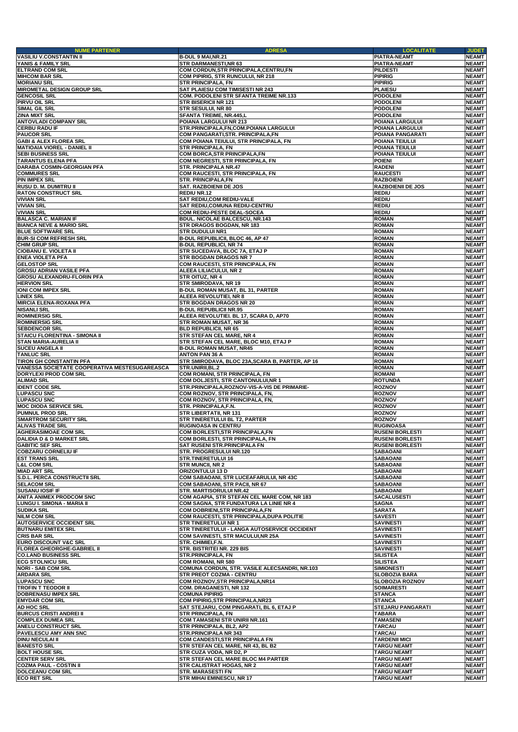| NUME PARTENER | ADRESA | LOCALITATE | JUDET |
|---|---|---|---|
| VASILIU V.CONSTANTIN II | B-DUL 9 MAI,NR.21 | PIATRA-NEAMT | NEAMT |
| YANIS & FAMILY SRL | STR DARMANESTI,NR 63 | PIATRA-NEAMT | NEAMT |
| ELTRAND COM SRL | COM CORDUN,STR PRINCIPALA,CENTRU,FN | PILDESTI | NEAMT |
| MIHCOM BAR SRL | COM PIPIRIG, STR RUNCULUI, NR 218 | PIPIRIG | NEAMT |
| MORIANU SRL | STR PRINCIPALA, FN | PIPIRIG | NEAMT |
| MIROMETAL DESIGN GROUP SRL | SAT PLAIESU COM TIMISESTI NR 243 | PLAIESU | NEAMT |
| GENCOSIL SRL | COM. PODOLENI STR SFANTA TREIME NR.133 | PODOLENI | NEAMT |
| PIRVU OIL SRL | STR BISERICII NR 121 | PODOLENI | NEAMT |
| SIMAL GIL SRL | STR SESULUI, NR 80 | PODOLENI | NEAMT |
| ZINA MIXT SRL | SFANTA TREIME, NR.445,L | PODOLENI | NEAMT |
| ANTOVLADI COMPANY SRL | POIANA LARGULUI NR 213 | POIANA LARGULUI | NEAMT |
| CERBU RADU IF | STR.PRINCIPALA,FN,COM.POIANA LARGULUI | POIANA LARGULUI | NEAMT |
| PAUCOR SRL | COM PANGARATI,STR. PRINCIPALA,FN | POIANA PANGARATI | NEAMT |
| GABI & ALEX FLOREA SRL | COM POIANA TEIULUI, STR PRINCIPALA, FN | POIANA TEIULUI | NEAMT |
| MATIOAIA VIOREL - DANIEL II | STR PRINCIPALA, FN | POIANA TEIULUI | NEAMT |
| SEBI BUSINESS SRL | COM BORCA,STR PRINCIPALA,FN | POIANA TEIULUI | NEAMT |
| TARANTUS ELENA PFA | COM NEGRESTI, STR PRINCIPALA, FN | POIENI | NEAMT |
| DARABA COSMIN-GEORGIAN PFA | STR. PRINCIPALA NR.47 | RADENI | NEAMT |
| COMMURES SRL | COM RAUCESTI, STR PRINCIPALA, FN | RAUCESTI | NEAMT |
| PIN IMPEX SRL | STR. PRINCIPALA,FN | RAZBOIENI | NEAMT |
| RUSU D. M. DUMITRU II | SAT. RAZBOIENII DE JOS | RAZBOIENII DE JOS | NEAMT |
| RATON CONSTRUCT SRL | REDIU NR.12 | REDIU | NEAMT |
| VIVIAN SRL | SAT REDIU,COM REDIU-VALE | REDIU | NEAMT |
| VIVIAN SRL | SAT REDIU,COMUNA REDIU-CENTRU | REDIU | NEAMT |
| VIVIAN SRL | COM REDIU-PESTE DEAL-SOCEA | REDIU | NEAMT |
| BALASCA C. MARIAN IF | BDUL. NICOLAE BALCESCU, NR.143 | ROMAN | NEAMT |
| BIANCA NEVE & MARIO SRL | STR DRAGOS BOGDAN, NR 183 | ROMAN | NEAMT |
| BLUE SOFTWARE SRL | STR DUDULUI NR1 | ROMAN | NEAMT |
| BUR-SI COM REFRESH SRL | B-DUL REPUBLICII, BLOC 46, AP 47 | ROMAN | NEAMT |
| CHIM GRUP SRL | B-DUL REPUBLICI, NR 74 | ROMAN | NEAMT |
| CIOBANU E. VIOLETA II | STR SUCEDAVA, BLOC 7A, ETAJ P | ROMAN | NEAMT |
| ENEA VIOLETA PFA | STR BOGDAN DRAGOS NR 7 | ROMAN | NEAMT |
| GELOSTOP SRL | COM RAUCESTI, STR PRINCIPALA, FN | ROMAN | NEAMT |
| GROSU ADRIAN VASILE PFA | ALEEA LILIACULUI, NR 2 | ROMAN | NEAMT |
| GROSU ALEXANDRU-FLORIN PFA | STR OITUZ, NR 4 | ROMAN | NEAMT |
| HERVION SRL | STR SMIRODAVA, NR 19 | ROMAN | NEAMT |
| IONI COM IMPEX SRL | B-DUL ROMAN MUSAT, BL 31, PARTER | ROMAN | NEAMT |
| LINEX SRL | ALEEA REVOLUTIEI, NR 8 | ROMAN | NEAMT |
| MIRCIA ELENA-ROXANA PFA | STR BOGDAN DRAGOS NR 20 | ROMAN | NEAMT |
| NISANLI SRL | B-DUL REPUBLICII NR.95 | ROMAN | NEAMT |
| ROMINERSIG SRL | ALEEA REVOLUTIEI. BL 17, SCARA D, AP70 | ROMAN | NEAMT |
| ROMINERSIG SRL | STR ROMAN MUSAT, NR 36 | ROMAN | NEAMT |
| SEBDENCOR SRL | BLD REPUBLICII, NR 65 | ROMAN | NEAMT |
| STAICU FLORENTINA - SIMONA II | STR STEFAN CEL MARE, NR 4 | ROMAN | NEAMT |
| STAN MARIA-AURELIA II | STR STEFAN CEL MARE, BLOC M10, ETAJ P | ROMAN | NEAMT |
| SUCEU ANGELA II | B-DUL ROMAN MUSAT, NR45 | ROMAN | NEAMT |
| TANLUC SRL | ANTON PAN 36 A | ROMAN | NEAMT |
| TIRON GH CONSTANTIN PFA | STR SMIRODAVA, BLOC 23A,SCARA B, PARTER, AP 16 | ROMAN | NEAMT |
| VANESSA SOCIETATE COOPERATIVA MESTESUGAREASCA | STR.UNIRII,BL.2 | ROMAN | NEAMT |
| DORYLEXI PROD COM SRL | COM ROMANI, STR PRINCIPALA, FN | ROMANI | NEAMT |
| ALIMAD SRL | COM DOLJESTI, STR CANTONULUI,NR 1 | ROTUNDA | NEAMT |
| IDENT CODE SRL | STR.PRINCIPALA,ROZNOV-VIS-A-VIS DE PRIMARIE- | ROZNOV | NEAMT |
| LUPASCU SNC | COM ROZNOV, STR PRINCIPALA, FN, | ROZNOV | NEAMT |
| LUPASCU SNC | COM ROZNOV, STR PRINCIPALA, FN, | ROZNOV | NEAMT |
| MOC DIODA SERVICE SRL | STR. PRINCIPALA,F.N. | ROZNOV | NEAMT |
| PUMNUL PROD SRL | STR LIBERTATII, NR 131 | ROZNOV | NEAMT |
| SMARTROM SECURITY SRL | STR TINERETULUI BL T2, PARTER | ROZNOV | NEAMT |
| ALIVAS TRADE SRL | RUGINOASA IN CENTRU | RUGINOASA | NEAMT |
| AGHERASIMOAE COM SRL | COM BORLESTI,STR PRINCIPALA,FN | RUSENI BORLESTI | NEAMT |
| DALIDIA D & D MARKET SRL | COM BORLESTI, STR PRINCIPALA, FN | RUSENI BORLESTI | NEAMT |
| GABITIC SEF SRL | SAT RUSENI STR.PRINCIPALA FN | RUSENI BORLESTI | NEAMT |
| COBZARU CORNELIU IF | STR. PROGRESULUI NR.120 | SABAOANI | NEAMT |
| EST TRANS SRL | STR.TINERETULUI 16 | SABAOANI | NEAMT |
| L&L COM SRL | STR MUNCII, NR 2 | SABAOANI | NEAMT |
| MIAD ART SRL | ORIZONTULUI 13 D | SABAOANI | NEAMT |
| S.D.L. PERCA CONSTRUCTII SRL | COM SABAOANI, STR LUCEAFARULUI, NR 43C | SABAOANI | NEAMT |
| SELACOM SRL | COM SABAOANI, STR PACII, NR 67 | SABAOANI | NEAMT |
| SUSANU IOSIF IF | STR. MARTISORULUI NR.42 | SABAOANI | NEAMT |
| ANITA ANIMEX PRODCOM SNC | COM AGAPIA, STR STEFAN CEL MARE COM, NR 183 | SACALUSESTI | NEAMT |
| LUNGU I. SIMONA - MARIA II | COM SAGNA, STR FUNDATURA LA LINIE NR 4 | SAGNA | NEAMT |
| SUDIKA SRL | COM DOBRIENI,STR PRINCIPALA,FN | SARATA | NEAMT |
| NILM COM SRL | COM RAUCESTI, STR PRINCIPALA,DUPA POLITIE | SAVESTI | NEAMT |
| AUTOSERVICE OCCIDENT SRL | STR TINERETULUI NR 1 | SAVINESTI | NEAMT |
| BUTNARU EMITEX SRL | STR TINERETULUI - LANGA AUTOSERVICE OCCIDENT | SAVINESTI | NEAMT |
| CRIS BAR SRL | COM SAVINESTI, STR MACULUI,NR 25A | SAVINESTI | NEAMT |
| EURO DISCOUNT V&C SRL | STR. CHIMIEI,F.N. | SAVINESTI | NEAMT |
| FLOREA GHEORGHE-GABRIEL II | STR. BISTRITEI NR. 229 BIS | SAVINESTI | NEAMT |
| CO.LAND BUSINESS SRL | STR.PRINCIPALA, FN | SILISTEA | NEAMT |
| ECG STOLNICU SRL | COM ROMANI, NR 580 | SILISTEA | NEAMT |
| NORI - SAB COM SRL | COMUNA CORDUN, STR. VASILE ALECSANDRI, NR.103 | SIMIONESTI | NEAMT |
| ARDARA SRL | STR PREOT COZMA - CENTRU | SLOBOZIA BARA | NEAMT |
| LUPASCU SNC | COM ROZNOV,STR PRINCIPALA,NR14 | SLOBOZIA ROZNOV | NEAMT |
| TROFIN T TEODOR II | COM. DRAGANESTI, NR 132 | SOIMARESTI | NEAMT |
| DOBRENASU IMPEX SRL | COMUNA PIPIRIG | STANCA | NEAMT |
| EMYDAR COM SRL | COM PIPIRIG,STR PRINCIPALA,NR23 | STANCA | NEAMT |
| AD HOC SRL | SAT STEJARU, COM PINGARATI, BL 6, ETAJ P | STEJARU PANGARATI | NEAMT |
| BURCUS CRISTI ANDREI II | STR PRINCIPALA, FN | TABARA | NEAMT |
| COMPLEX DUMEA SRL | COM TAMASENI STR UNIRII NR.161 | TAMASENI | NEAMT |
| ANELU CONSTRUCT SRL | STR PRINCIPALA, BL2, AP2 | TARCAU | NEAMT |
| PAVELESCU AMY ANN SNC | STR.PRINCIPALA NR 343 | TARCAU | NEAMT |
| DINU NECULAI II | COM CANDESTI,STR PRINCIPALA FN | TARDENII MICI | NEAMT |
| BANESTO SRL | STR STEFAN CEL MARE, NR 43, BL B2 | TARGU NEAMT | NEAMT |
| BOLT HOUSE SRL | STR CUZA VODA, NR D2, P | TARGU NEAMT | NEAMT |
| CENTER SERV SRL | STR STEFAN CEL MARE BLOC M4 PARTER | TARGU NEAMT | NEAMT |
| COZMA PAUL - COSTIN II | STR CALISTRAT HOGAS, NR 2 | TARGU NEAMT | NEAMT |
| DOLCEANU COM SRL | STR. MARASESTI FN | TARGU NEAMT | NEAMT |
| ECO RET SRL | STR MIHAI EMINESCU, NR 17 | TARGU NEAMT | NEAMT |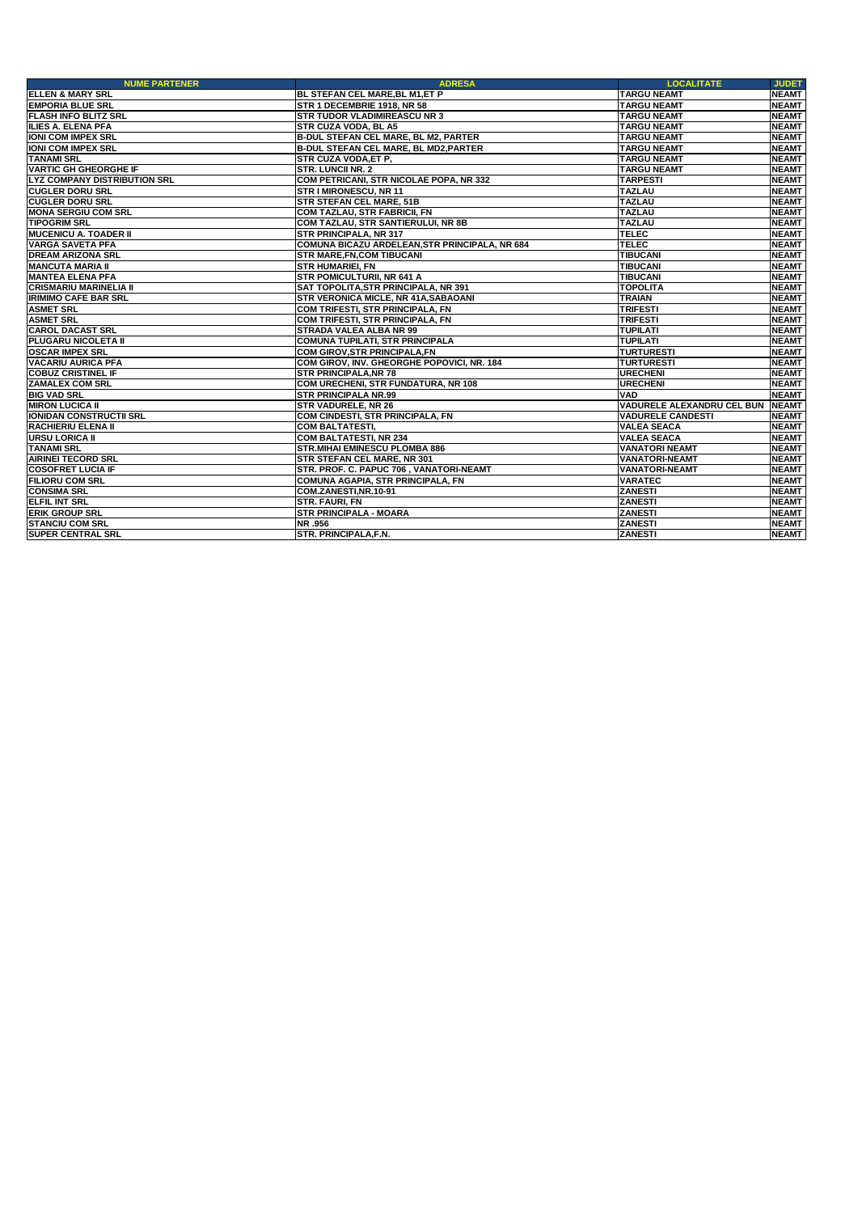| NUME PARTENER | ADRESA | LOCALITATE | JUDET |
|---|---|---|---|
| ELLEN & MARY SRL | BL STEFAN CEL MARE,BL M1,ET P | TARGU NEAMT | NEAMT |
| EMPORIA BLUE SRL | STR 1 DECEMBRIE 1918, NR 58 | TARGU NEAMT | NEAMT |
| FLASH INFO BLITZ SRL | STR TUDOR VLADIMIREASCU NR 3 | TARGU NEAMT | NEAMT |
| ILIES A. ELENA PFA | STR CUZA VODA, BL A5 | TARGU NEAMT | NEAMT |
| IONI COM IMPEX SRL | B-DUL STEFAN CEL MARE, BL M2, PARTER | TARGU NEAMT | NEAMT |
| IONI COM IMPEX SRL | B-DUL STEFAN CEL MARE, BL MD2,PARTER | TARGU NEAMT | NEAMT |
| TANAMI SRL | STR CUZA VODA,ET P, | TARGU NEAMT | NEAMT |
| VARTIC GH GHEORGHE IF | STR. LUNCII NR. 2 | TARGU NEAMT | NEAMT |
| LYZ COMPANY DISTRIBUTION SRL | COM PETRICANI, STR NICOLAE POPA, NR 332 | TARPESTI | NEAMT |
| CUGLER DORU SRL | STR I MIRONESCU, NR 11 | TAZLAU | NEAMT |
| CUGLER DORU SRL | STR STEFAN CEL MARE, 51B | TAZLAU | NEAMT |
| MONA SERGIU COM SRL | COM TAZLAU, STR FABRICII, FN | TAZLAU | NEAMT |
| TIPOGRIM SRL | COM TAZLAU, STR SANTIERULUI, NR 8B | TAZLAU | NEAMT |
| MUCENICU A. TOADER II | STR PRINCIPALA, NR 317 | TELEC | NEAMT |
| VARGA SAVETA PFA | COMUNA BICAZU ARDELEAN,STR PRINCIPALA, NR 684 | TELEC | NEAMT |
| DREAM ARIZONA SRL | STR MARE,FN,COM TIBUCANI | TIBUCANI | NEAMT |
| MANCUTA MARIA II | STR HUMARIEI, FN | TIBUCANI | NEAMT |
| MANTEA ELENA PFA | STR POMICULTURII, NR 641 A | TIBUCANI | NEAMT |
| CRISMARIU MARINELIA II | SAT TOPOLITA,STR PRINCIPALA, NR 391 | TOPOLITA | NEAMT |
| IRIMIMO CAFE BAR SRL | STR VERONICA MICLE, NR 41A,SABAOANI | TRAIAN | NEAMT |
| ASMET SRL | COM TRIFESTI, STR PRINCIPALA, FN | TRIFESTI | NEAMT |
| ASMET SRL | COM TRIFESTI, STR PRINCIPALA, FN | TRIFESTI | NEAMT |
| CAROL DACAST SRL | STRADA VALEA ALBA NR 99 | TUPILATI | NEAMT |
| PLUGARU NICOLETA II | COMUNA TUPILATI, STR PRINCIPALA | TUPILATI | NEAMT |
| OSCAR IMPEX SRL | COM GIROV,STR PRINCIPALA,FN | TURTURESTI | NEAMT |
| VACARIU AURICA PFA | COM GIROV, INV. GHEORGHE POPOVICI, NR. 184 | TURTURESTI | NEAMT |
| COBUZ CRISTINEL IF | STR PRINCIPALA,NR 78 | URECHENI | NEAMT |
| ZAMALEX COM SRL | COM URECHENI, STR FUNDATURA, NR 108 | URECHENI | NEAMT |
| BIG VAD SRL | STR PRINCIPALA NR.99 | VAD | NEAMT |
| MIRON LUCICA II | STR VADURELE, NR 26 | VADURELE ALEXANDRU CEL BUN | NEAMT |
| IONIDAN CONSTRUCTII SRL | COM CINDESTI, STR PRINCIPALA, FN | VADURELE CANDESTI | NEAMT |
| RACHIERIU ELENA II | COM BALTATESTI, | VALEA SEACA | NEAMT |
| URSU LORICA II | COM BALTATESTI, NR 234 | VALEA SEACA | NEAMT |
| TANAMI SRL | STR.MIHAI EMINESCU PLOMBA 886 | VANATORI NEAMT | NEAMT |
| AIRINEI TECORD SRL | STR STEFAN CEL MARE, NR 301 | VANATORI-NEAMT | NEAMT |
| COSOFRET LUCIA IF | STR. PROF. C. PAPUC 706 , VANATORI-NEAMT | VANATORI-NEAMT | NEAMT |
| FILIORU COM SRL | COMUNA AGAPIA, STR PRINCIPALA, FN | VARATEC | NEAMT |
| CONSIMA SRL | COM.ZANESTI,NR.10-91 | ZANESTI | NEAMT |
| ELFIL INT SRL | STR. FAURI, FN | ZANESTI | NEAMT |
| ERIK GROUP SRL | STR PRINCIPALA - MOARA | ZANESTI | NEAMT |
| STANCIU COM SRL | NR .956 | ZANESTI | NEAMT |
| SUPER CENTRAL SRL | STR. PRINCIPALA,F.N. | ZANESTI | NEAMT |